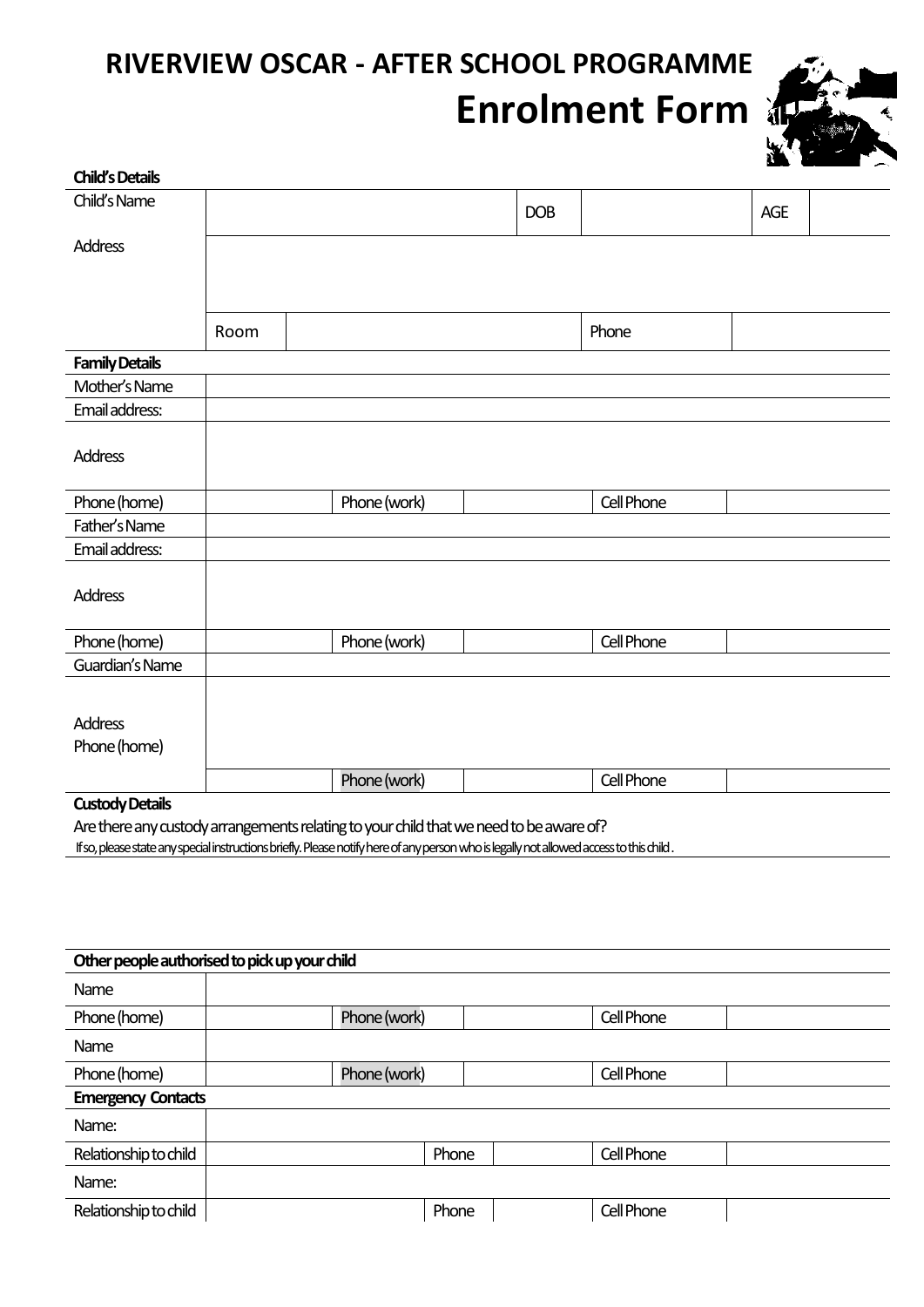# RIVERVIEW OSCAR - AFTER SCHOOL PROGRAMME

## Enrolment Form

**Child's Details**

| | | | | | | |
|---|---|---|---|---|---|---|
| Child's Name | | | DOB | | AGE | |
| Address | | | | | | |
| | Room | | | Phone | | |

**Family Details**

| | | | | | |
|---|---|---|---|---|---|
| Mother's Name | | | | | |
| Email address: | | | | | |
| Address | | | | | |
| Phone (home) | | Phone (work) | | Cell Phone | |
| Father's Name | | | | | |
| Email address: | | | | | |
| Address | | | | | |
| Phone (home) | | Phone (work) | | Cell Phone | |
| Guardian's Name | | | | | |
| Address<br>Phone (home) | | | | | |
| | | Phone (work) | | Cell Phone | |

**Custody Details**

Are there any custody arrangements relating to your child that we need to be aware of?

If so, please state any special instructions briefly. Please notify here of any person who is legally not allowed access to this child.

**Other people authorised to pick up your child**

| | | | | | |
|---|---|---|---|---|---|
| Name | | | | | |
| Phone (home) | | Phone (work) | | Cell Phone | |
| Name | | | | | |
| Phone (home) | | Phone (work) | | Cell Phone | |

**Emergency Contacts**

| | | | | | |
|---|---|---|---|---|---|
| Name: | | | | | |
| Relationship to child | | Phone | | Cell Phone | |
| Name: | | | | | |
| Relationship to child | | Phone | | Cell Phone | |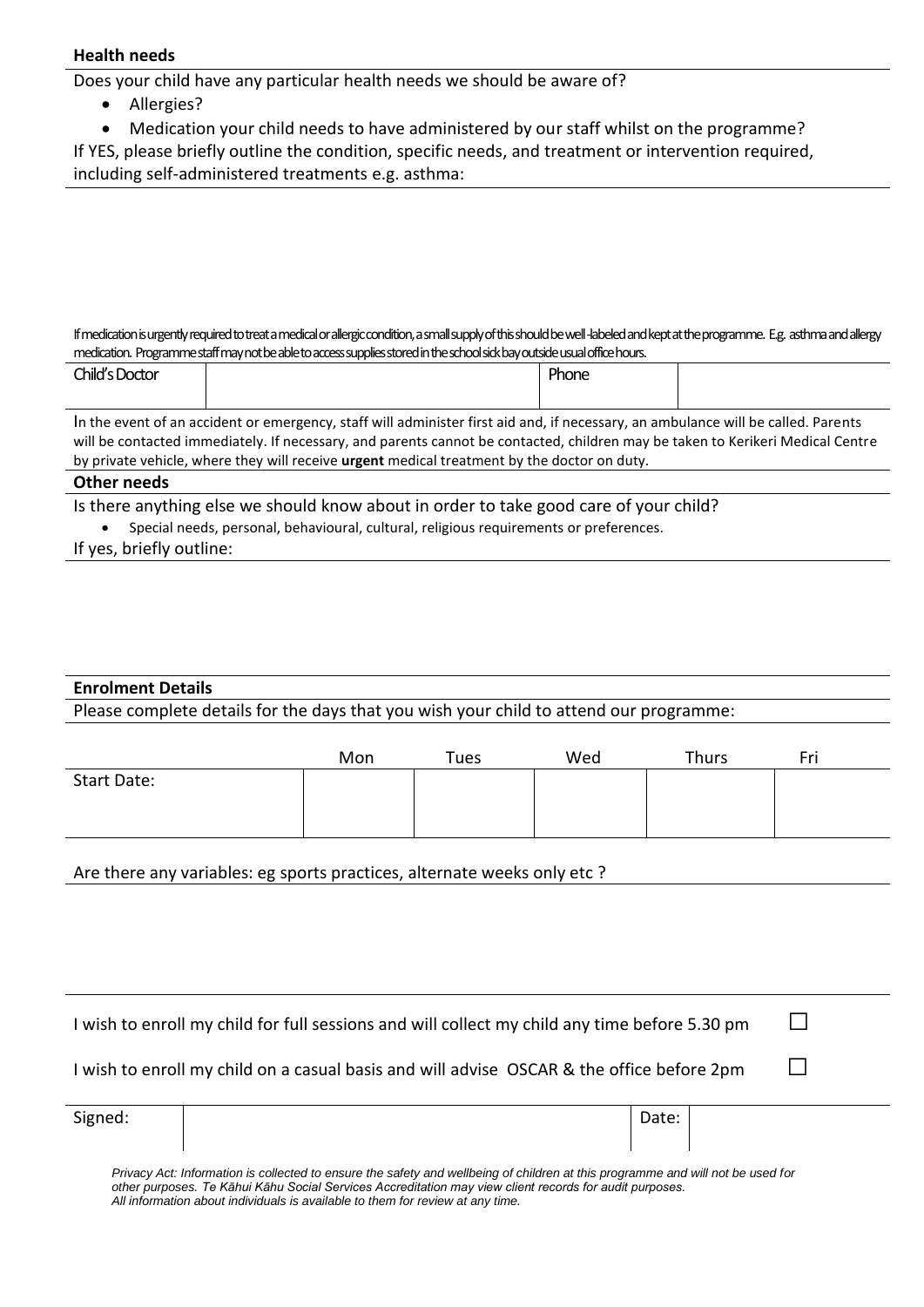**Health needs**

Does your child have any particular health needs we should be aware of?

- Allergies?
- Medication your child needs to have administered by our staff whilst on the programme?

If YES, please briefly outline the condition, specific needs, and treatment or intervention required, including self-administered treatments e.g. asthma:

If medication is urgently required to treat a medical or allergic condition, a small supply of this should be well-labeled and kept at the programme. E.g. asthma and allergy medication. Programme staff may not be able to access supplies stored in the school sick bay outside usual office hours.

| Child's Doctor | | Phone | |
|---|---|---|---|

In the event of an accident or emergency, staff will administer first aid and, if necessary, an ambulance will be called. Parents will be contacted immediately. If necessary, and parents cannot be contacted, children may be taken to Kerikeri Medical Centre by private vehicle, where they will receive **urgent** medical treatment by the doctor on duty.

**Other needs**

Is there anything else we should know about in order to take good care of your child?

- Special needs, personal, behavioural, cultural, religious requirements or preferences.

If yes, briefly outline:

**Enrolment Details**

Please complete details for the days that you wish your child to attend our programme:

| | Mon | Tues | Wed | Thurs | Fri |
|---|---|---|---|---|---|
| Start Date: | | | | | |

Are there any variables: eg sports practices, alternate weeks only etc ?

I wish to enroll my child for full sessions and will collect my child any time before 5.30 pm ☐

I wish to enroll my child on a casual basis and will advise OSCAR & the office before 2pm ☐

| Signed: | | Date: | |
|---|---|---|---|

*Privacy Act: Information is collected to ensure the safety and wellbeing of children at this programme and will not be used for other purposes. Te Kāhui Kāhu Social Services Accreditation may view client records for audit purposes. All information about individuals is available to them for review at any time.*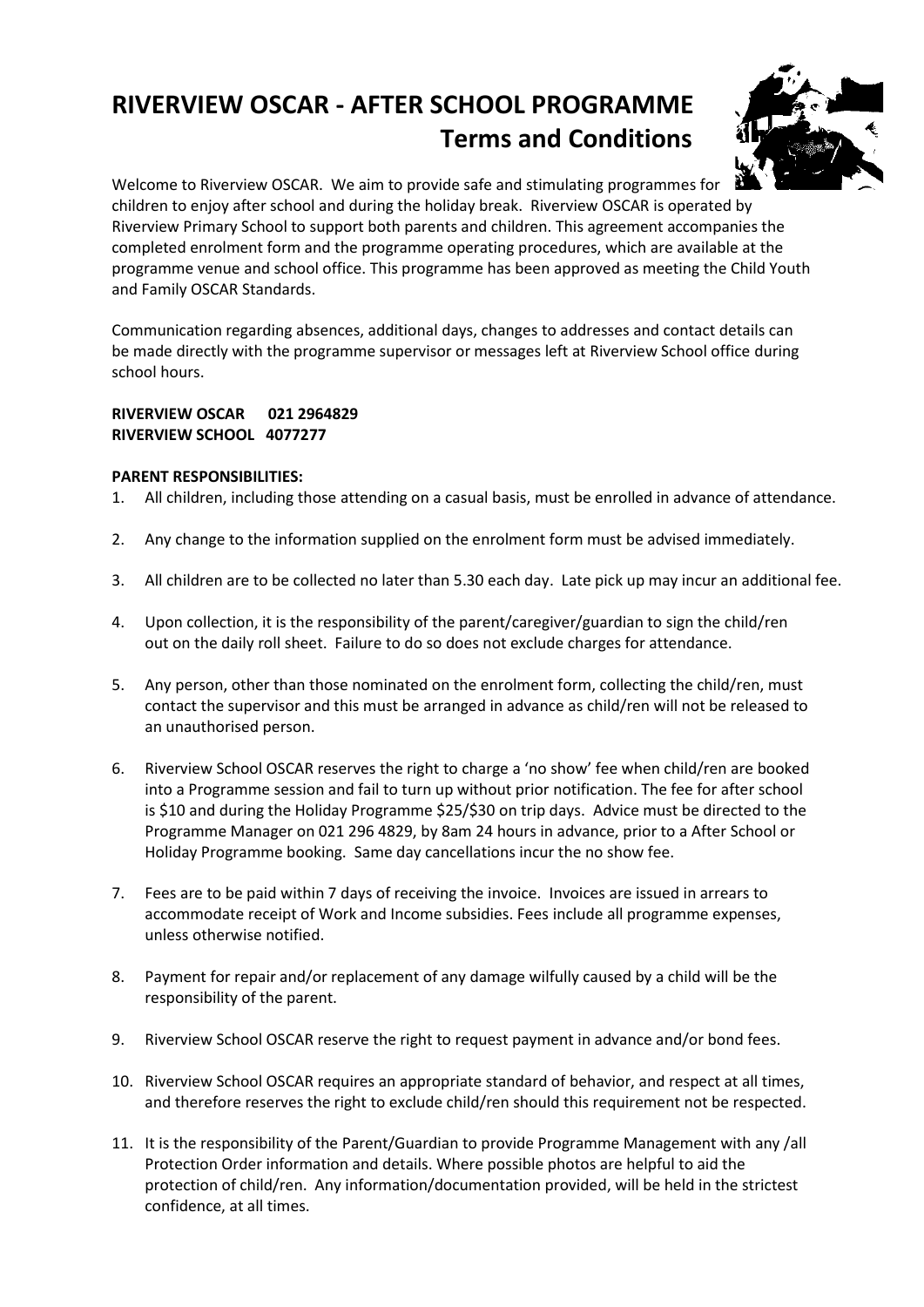# RIVERVIEW OSCAR - AFTER SCHOOL PROGRAMME
## Terms and Conditions

Welcome to Riverview OSCAR. We aim to provide safe and stimulating programmes for children to enjoy after school and during the holiday break. Riverview OSCAR is operated by Riverview Primary School to support both parents and children. This agreement accompanies the completed enrolment form and the programme operating procedures, which are available at the programme venue and school office. This programme has been approved as meeting the Child Youth and Family OSCAR Standards.

Communication regarding absences, additional days, changes to addresses and contact details can be made directly with the programme supervisor or messages left at Riverview School office during school hours.

**RIVERVIEW OSCAR 021 2964829**
**RIVERVIEW SCHOOL 4077277**

**PARENT RESPONSIBILITIES:**

1. All children, including those attending on a casual basis, must be enrolled in advance of attendance.
2. Any change to the information supplied on the enrolment form must be advised immediately.
3. All children are to be collected no later than 5.30 each day. Late pick up may incur an additional fee.
4. Upon collection, it is the responsibility of the parent/caregiver/guardian to sign the child/ren out on the daily roll sheet. Failure to do so does not exclude charges for attendance.
5. Any person, other than those nominated on the enrolment form, collecting the child/ren, must contact the supervisor and this must be arranged in advance as child/ren will not be released to an unauthorised person.
6. Riverview School OSCAR reserves the right to charge a 'no show' fee when child/ren are booked into a Programme session and fail to turn up without prior notification. The fee for after school is $10 and during the Holiday Programme $25/$30 on trip days. Advice must be directed to the Programme Manager on 021 296 4829, by 8am 24 hours in advance, prior to a After School or Holiday Programme booking. Same day cancellations incur the no show fee.
7. Fees are to be paid within 7 days of receiving the invoice. Invoices are issued in arrears to accommodate receipt of Work and Income subsidies. Fees include all programme expenses, unless otherwise notified.
8. Payment for repair and/or replacement of any damage wilfully caused by a child will be the responsibility of the parent.
9. Riverview School OSCAR reserve the right to request payment in advance and/or bond fees.
10. Riverview School OSCAR requires an appropriate standard of behavior, and respect at all times, and therefore reserves the right to exclude child/ren should this requirement not be respected.
11. It is the responsibility of the Parent/Guardian to provide Programme Management with any /all Protection Order information and details. Where possible photos are helpful to aid the protection of child/ren. Any information/documentation provided, will be held in the strictest confidence, at all times.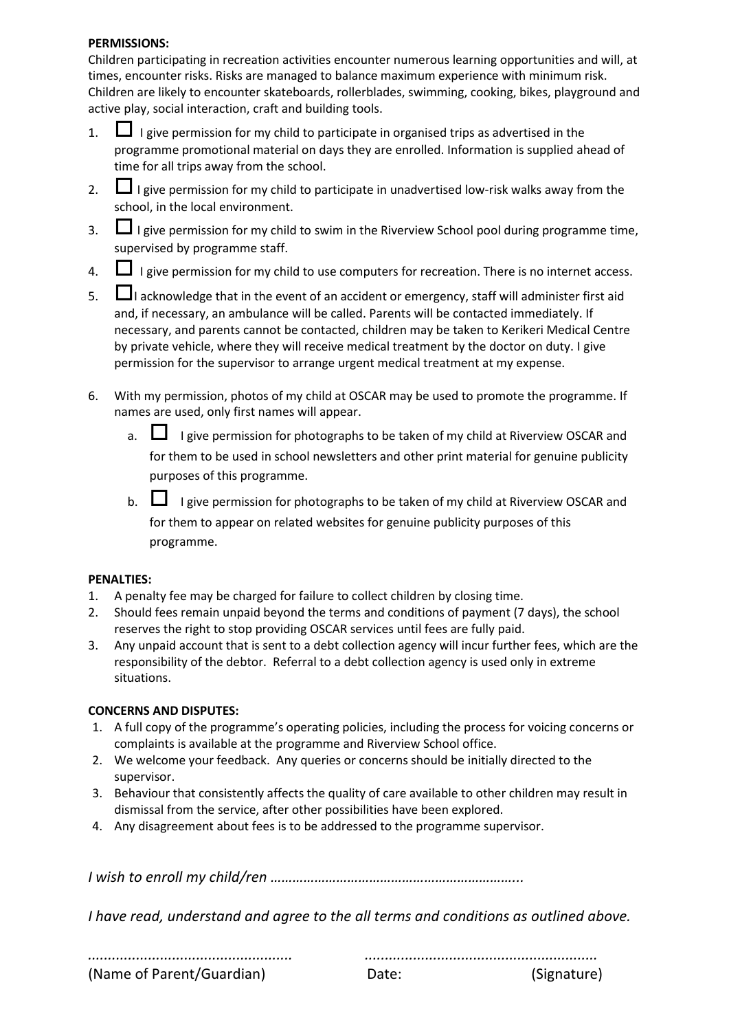**PERMISSIONS:**

Children participating in recreation activities encounter numerous learning opportunities and will, at times, encounter risks. Risks are managed to balance maximum experience with minimum risk. Children are likely to encounter skateboards, rollerblades, swimming, cooking, bikes, playground and active play, social interaction, craft and building tools.

1. ☐ I give permission for my child to participate in organised trips as advertised in the programme promotional material on days they are enrolled. Information is supplied ahead of time for all trips away from the school.
2. ☐ I give permission for my child to participate in unadvertised low-risk walks away from the school, in the local environment.
3. ☐ I give permission for my child to swim in the Riverview School pool during programme time, supervised by programme staff.
4. ☐ I give permission for my child to use computers for recreation. There is no internet access.
5. ☐ I acknowledge that in the event of an accident or emergency, staff will administer first aid and, if necessary, an ambulance will be called. Parents will be contacted immediately. If necessary, and parents cannot be contacted, children may be taken to Kerikeri Medical Centre by private vehicle, where they will receive medical treatment by the doctor on duty. I give permission for the supervisor to arrange urgent medical treatment at my expense.
6. With my permission, photos of my child at OSCAR may be used to promote the programme. If names are used, only first names will appear.
   a. ☐ I give permission for photographs to be taken of my child at Riverview OSCAR and for them to be used in school newsletters and other print material for genuine publicity purposes of this programme.
   b. ☐ I give permission for photographs to be taken of my child at Riverview OSCAR and for them to appear on related websites for genuine publicity purposes of this programme.

**PENALTIES:**

1. A penalty fee may be charged for failure to collect children by closing time.
2. Should fees remain unpaid beyond the terms and conditions of payment (7 days), the school reserves the right to stop providing OSCAR services until fees are fully paid.
3. Any unpaid account that is sent to a debt collection agency will incur further fees, which are the responsibility of the debtor. Referral to a debt collection agency is used only in extreme situations.

**CONCERNS AND DISPUTES:**

1. A full copy of the programme's operating policies, including the process for voicing concerns or complaints is available at the programme and Riverview School office.
2. We welcome your feedback. Any queries or concerns should be initially directed to the supervisor.
3. Behaviour that consistently affects the quality of care available to other children may result in dismissal from the service, after other possibilities have been explored.
4. Any disagreement about fees is to be addressed to the programme supervisor.

*I wish to enroll my child/ren …………………………………………………………..*

*I have read, understand and agree to the all terms and conditions as outlined above.*

.................................................. ..........................................................

(Name of Parent/Guardian) Date: (Signature)